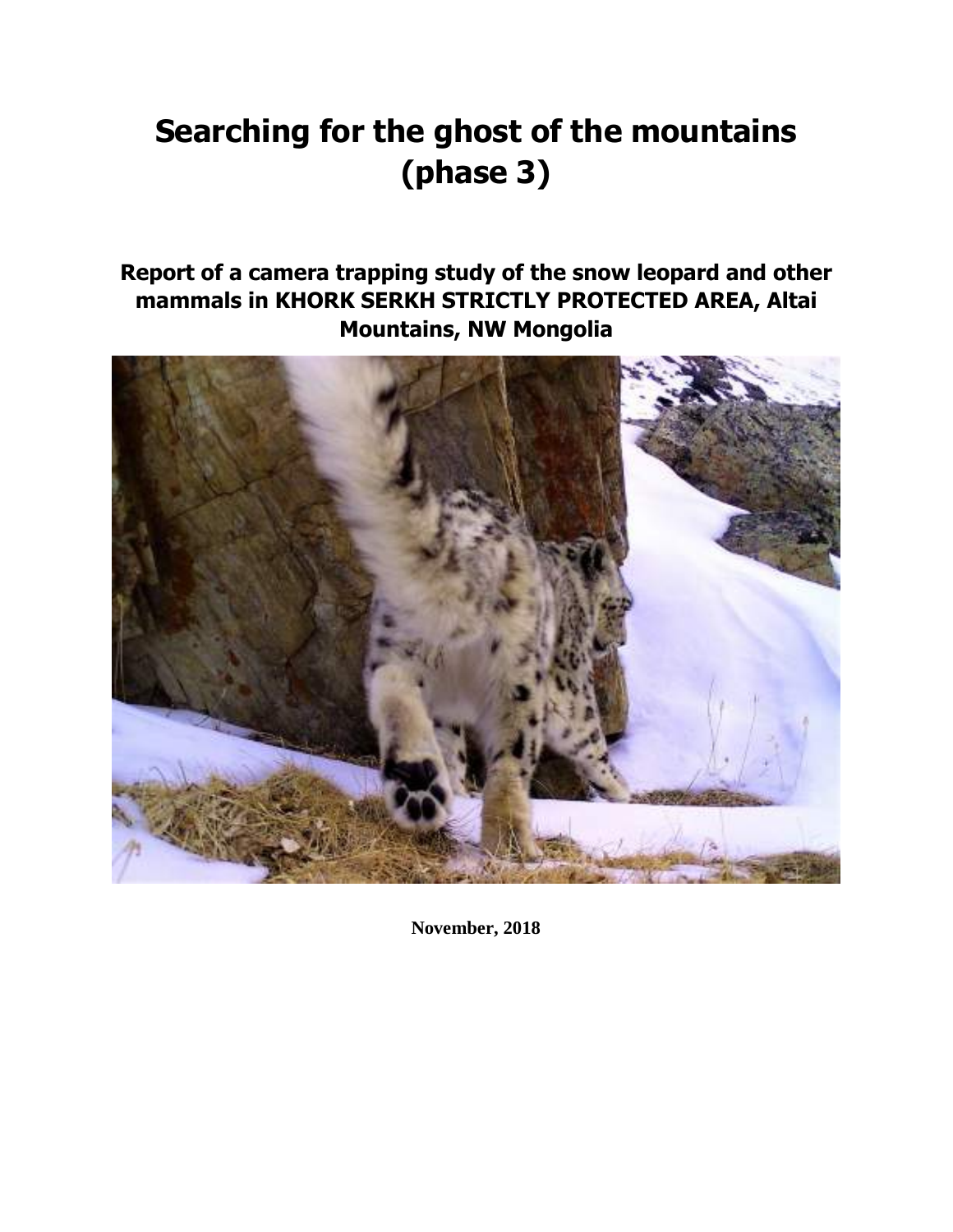# Searching for the ghost of the mountains (phase 3)

## Report of a camera trapping study of the snow leopard and other mammals in KHORK SERKH STRICTLY PROTECTED AREA, Altai Mountains, NW Mongolia

**November, 2018**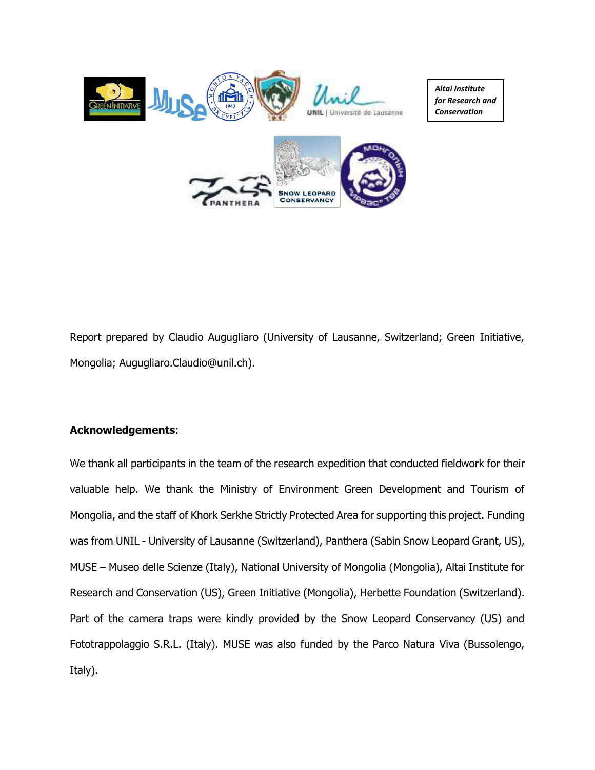Altai Institute for Research and Conservation

Report prepared by Claudio Augugliaro (University of Lausanne, Switzerland; Green Initiative, Mongolia; Augugliaro.Claudio@unil.ch).

**Acknowledgements**:

We thank all participants in the team of the research expedition that conducted fieldwork for their valuable help. We thank the Ministry of Environment Green Development and Tourism of Mongolia, and the staff of Khork Serkhe Strictly Protected Area for supporting this project. Funding was from UNIL - University of Lausanne (Switzerland), Panthera (Sabin Snow Leopard Grant, US), MUSE – Museo delle Scienze (Italy), National University of Mongolia (Mongolia), Altai Institute for Research and Conservation (US), Green Initiative (Mongolia), Herbette Foundation (Switzerland). Part of the camera traps were kindly provided by the Snow Leopard Conservancy (US) and Fototrappolaggio S.R.L. (Italy). MUSE was also funded by the Parco Natura Viva (Bussolengo, Italy).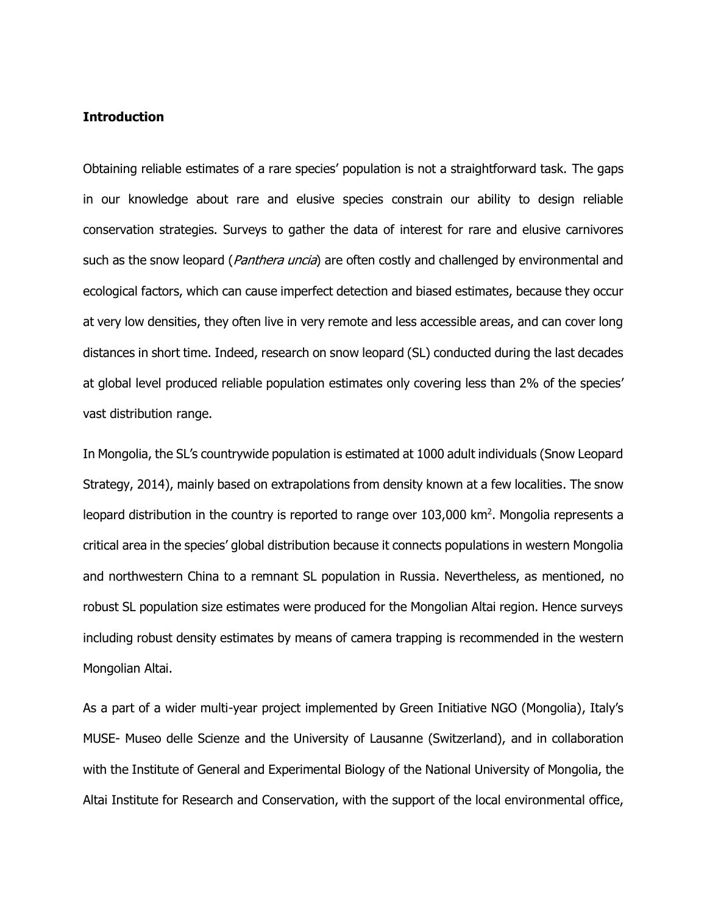**Introduction**

Obtaining reliable estimates of a rare species' population is not a straightforward task. The gaps in our knowledge about rare and elusive species constrain our ability to design reliable conservation strategies. Surveys to gather the data of interest for rare and elusive carnivores such as the snow leopard (*Panthera uncia*) are often costly and challenged by environmental and ecological factors, which can cause imperfect detection and biased estimates, because they occur at very low densities, they often live in very remote and less accessible areas, and can cover long distances in short time. Indeed, research on snow leopard (SL) conducted during the last decades at global level produced reliable population estimates only covering less than 2% of the species' vast distribution range.

In Mongolia, the SL's countrywide population is estimated at 1000 adult individuals (Snow Leopard Strategy, 2014), mainly based on extrapolations from density known at a few localities. The snow leopard distribution in the country is reported to range over 103,000 km$^2$. Mongolia represents a critical area in the species' global distribution because it connects populations in western Mongolia and northwestern China to a remnant SL population in Russia. Nevertheless, as mentioned, no robust SL population size estimates were produced for the Mongolian Altai region. Hence surveys including robust density estimates by means of camera trapping is recommended in the western Mongolian Altai.

As a part of a wider multi-year project implemented by Green Initiative NGO (Mongolia), Italy's MUSE- Museo delle Scienze and the University of Lausanne (Switzerland), and in collaboration with the Institute of General and Experimental Biology of the National University of Mongolia, the Altai Institute for Research and Conservation, with the support of the local environmental office,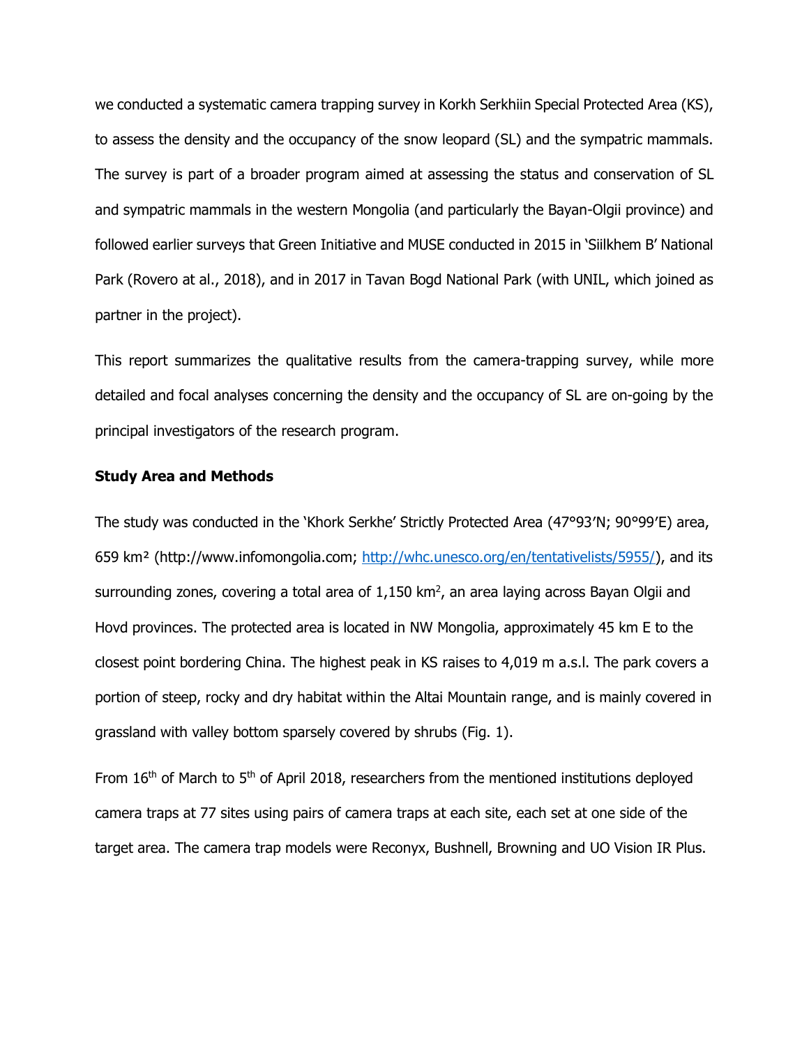we conducted a systematic camera trapping survey in Korkh Serkhiin Special Protected Area (KS), to assess the density and the occupancy of the snow leopard (SL) and the sympatric mammals. The survey is part of a broader program aimed at assessing the status and conservation of SL and sympatric mammals in the western Mongolia (and particularly the Bayan-Olgii province) and followed earlier surveys that Green Initiative and MUSE conducted in 2015 in 'Siilkhem B' National Park (Rovero at al., 2018), and in 2017 in Tavan Bogd National Park (with UNIL, which joined as partner in the project).

This report summarizes the qualitative results from the camera-trapping survey, while more detailed and focal analyses concerning the density and the occupancy of SL are on-going by the principal investigators of the research program.

**Study Area and Methods**

The study was conducted in the 'Khork Serkhe' Strictly Protected Area (47°93'N; 90°99'E) area, 659 km² (http://www.infomongolia.com; http://whc.unesco.org/en/tentativelists/5955/), and its surrounding zones, covering a total area of 1,150 km$^2$, an area laying across Bayan Olgii and Hovd provinces. The protected area is located in NW Mongolia, approximately 45 km E to the closest point bordering China. The highest peak in KS raises to 4,019 m a.s.l. The park covers a portion of steep, rocky and dry habitat within the Altai Mountain range, and is mainly covered in grassland with valley bottom sparsely covered by shrubs (Fig. 1).

From 16$^{th}$ of March to 5$^{th}$ of April 2018, researchers from the mentioned institutions deployed camera traps at 77 sites using pairs of camera traps at each site, each set at one side of the target area. The camera trap models were Reconyx, Bushnell, Browning and UO Vision IR Plus.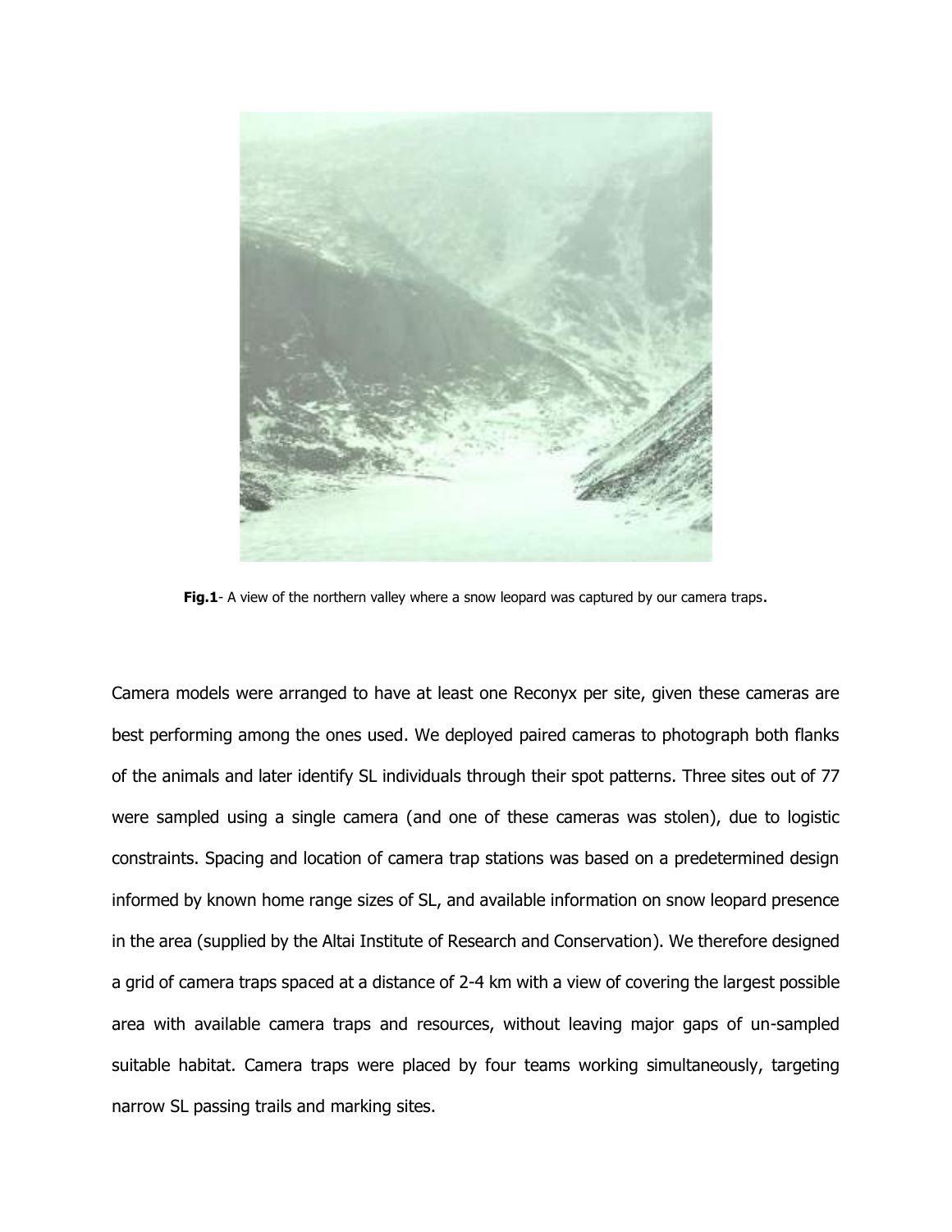**Fig.1**- A view of the northern valley where a snow leopard was captured by our camera traps.

Camera models were arranged to have at least one Reconyx per site, given these cameras are best performing among the ones used. We deployed paired cameras to photograph both flanks of the animals and later identify SL individuals through their spot patterns. Three sites out of 77 were sampled using a single camera (and one of these cameras was stolen), due to logistic constraints. Spacing and location of camera trap stations was based on a predetermined design informed by known home range sizes of SL, and available information on snow leopard presence in the area (supplied by the Altai Institute of Research and Conservation). We therefore designed a grid of camera traps spaced at a distance of 2-4 km with a view of covering the largest possible area with available camera traps and resources, without leaving major gaps of un-sampled suitable habitat. Camera traps were placed by four teams working simultaneously, targeting narrow SL passing trails and marking sites.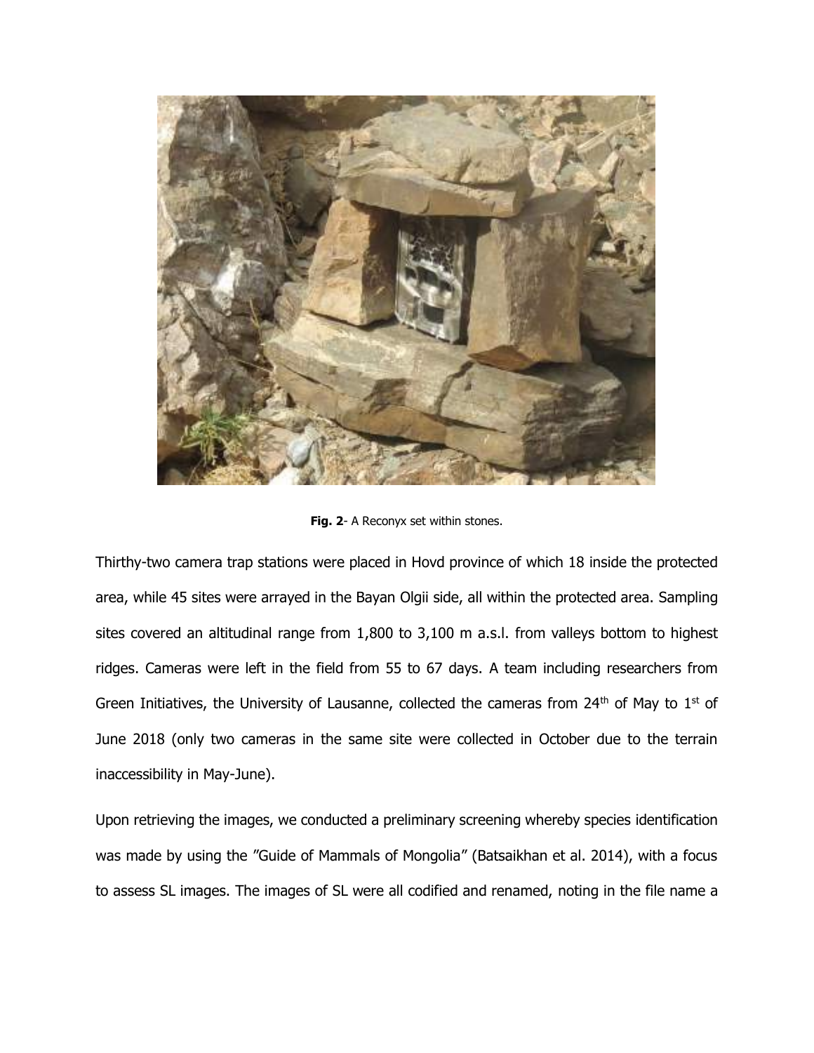**Fig. 2**- A Reconyx set within stones.

Thirthy-two camera trap stations were placed in Hovd province of which 18 inside the protected area, while 45 sites were arrayed in the Bayan Olgii side, all within the protected area. Sampling sites covered an altitudinal range from 1,800 to 3,100 m a.s.l. from valleys bottom to highest ridges. Cameras were left in the field from 55 to 67 days. A team including researchers from Green Initiatives, the University of Lausanne, collected the cameras from 24th of May to 1st of June 2018 (only two cameras in the same site were collected in October due to the terrain inaccessibility in May-June).

Upon retrieving the images, we conducted a preliminary screening whereby species identification was made by using the "Guide of Mammals of Mongolia" (Batsaikhan et al. 2014), with a focus to assess SL images. The images of SL were all codified and renamed, noting in the file name a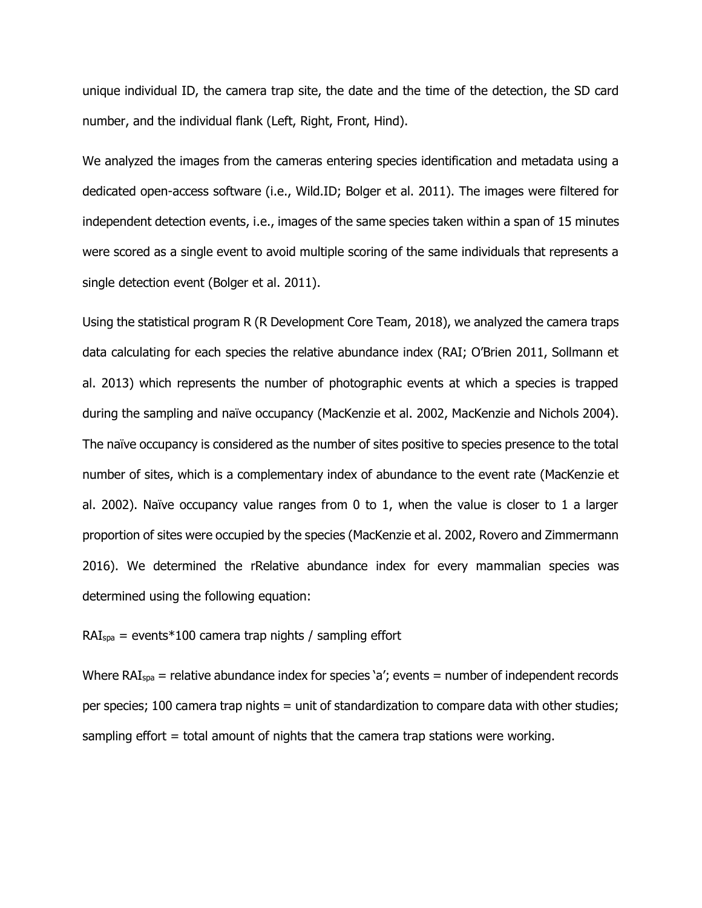unique individual ID, the camera trap site, the date and the time of the detection, the SD card number, and the individual flank (Left, Right, Front, Hind).

We analyzed the images from the cameras entering species identification and metadata using a dedicated open-access software (i.e., Wild.ID; Bolger et al. 2011). The images were filtered for independent detection events, i.e., images of the same species taken within a span of 15 minutes were scored as a single event to avoid multiple scoring of the same individuals that represents a single detection event (Bolger et al. 2011).

Using the statistical program R (R Development Core Team, 2018), we analyzed the camera traps data calculating for each species the relative abundance index (RAI; O'Brien 2011, Sollmann et al. 2013) which represents the number of photographic events at which a species is trapped during the sampling and naïve occupancy (MacKenzie et al. 2002, MacKenzie and Nichols 2004). The naïve occupancy is considered as the number of sites positive to species presence to the total number of sites, which is a complementary index of abundance to the event rate (MacKenzie et al. 2002). Naïve occupancy value ranges from 0 to 1, when the value is closer to 1 a larger proportion of sites were occupied by the species (MacKenzie et al. 2002, Rovero and Zimmermann 2016). We determined the rRelative abundance index for every mammalian species was determined using the following equation:

$RAI_{spa}$ = events*100 camera trap nights / sampling effort

Where $RAI_{spa}$ = relative abundance index for species 'a'; events = number of independent records per species; 100 camera trap nights = unit of standardization to compare data with other studies; sampling effort = total amount of nights that the camera trap stations were working.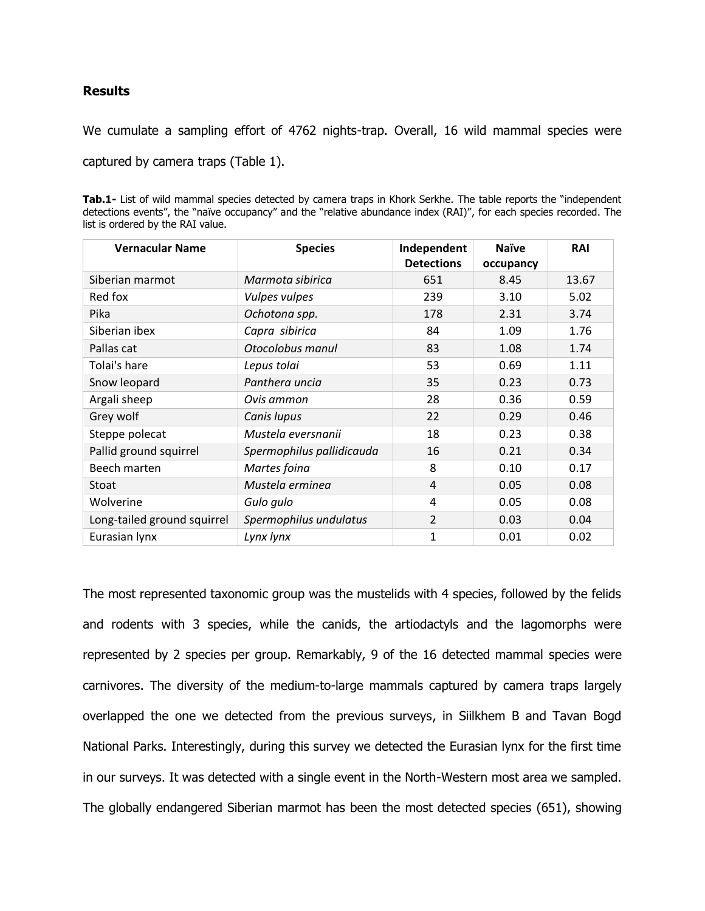**Results**

We cumulate a sampling effort of 4762 nights-trap. Overall, 16 wild mammal species were captured by camera traps (Table 1).

**Tab.1-** List of wild mammal species detected by camera traps in Khork Serkhe. The table reports the "independent detections events", the "naïve occupancy" and the "relative abundance index (RAI)", for each species recorded. The list is ordered by the RAI value.

| Vernacular Name | Species | Independent Detections | Naïve occupancy | RAI |
|---|---|---|---|---|
| Siberian marmot | *Marmota sibirica* | 651 | 8.45 | 13.67 |
| Red fox | *Vulpes vulpes* | 239 | 3.10 | 5.02 |
| Pika | *Ochotona spp.* | 178 | 2.31 | 3.74 |
| Siberian ibex | *Capra sibirica* | 84 | 1.09 | 1.76 |
| Pallas cat | *Otocolobus manul* | 83 | 1.08 | 1.74 |
| Tolai's hare | *Lepus tolai* | 53 | 0.69 | 1.11 |
| Snow leopard | *Panthera uncia* | 35 | 0.23 | 0.73 |
| Argali sheep | *Ovis ammon* | 28 | 0.36 | 0.59 |
| Grey wolf | *Canis lupus* | 22 | 0.29 | 0.46 |
| Steppe polecat | *Mustela eversnanii* | 18 | 0.23 | 0.38 |
| Pallid ground squirrel | *Spermophilus pallidicauda* | 16 | 0.21 | 0.34 |
| Beech marten | *Martes foina* | 8 | 0.10 | 0.17 |
| Stoat | *Mustela erminea* | 4 | 0.05 | 0.08 |
| Wolverine | *Gulo gulo* | 4 | 0.05 | 0.08 |
| Long-tailed ground squirrel | *Spermophilus undulatus* | 2 | 0.03 | 0.04 |
| Eurasian lynx | *Lynx lynx* | 1 | 0.01 | 0.02 |

The most represented taxonomic group was the mustelids with 4 species, followed by the felids and rodents with 3 species, while the canids, the artiodactyls and the lagomorphs were represented by 2 species per group. Remarkably, 9 of the 16 detected mammal species were carnivores. The diversity of the medium-to-large mammals captured by camera traps largely overlapped the one we detected from the previous surveys, in Siilkhem B and Tavan Bogd National Parks. Interestingly, during this survey we detected the Eurasian lynx for the first time in our surveys. It was detected with a single event in the North-Western most area we sampled. The globally endangered Siberian marmot has been the most detected species (651), showing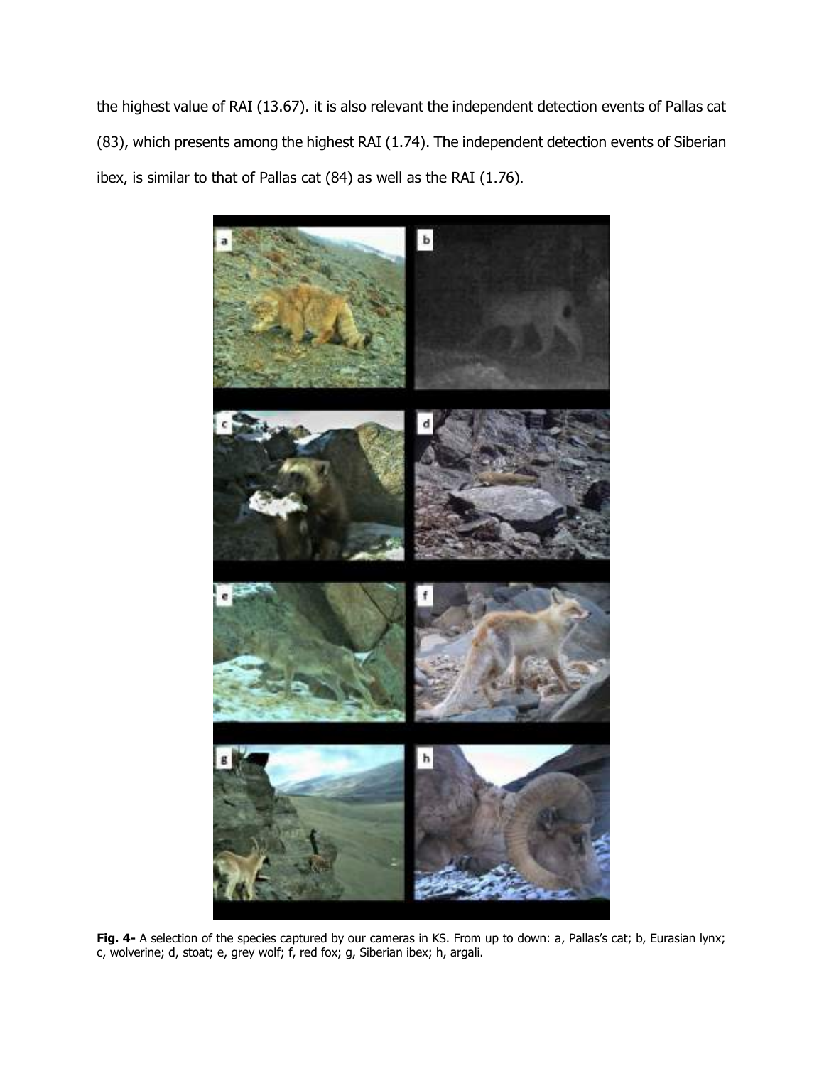the highest value of RAI (13.67). it is also relevant the independent detection events of Pallas cat (83), which presents among the highest RAI (1.74). The independent detection events of Siberian ibex, is similar to that of Pallas cat (84) as well as the RAI (1.76).

**Fig. 4-** A selection of the species captured by our cameras in KS. From up to down: a, Pallas's cat; b, Eurasian lynx; c, wolverine; d, stoat; e, grey wolf; f, red fox; g, Siberian ibex; h, argali.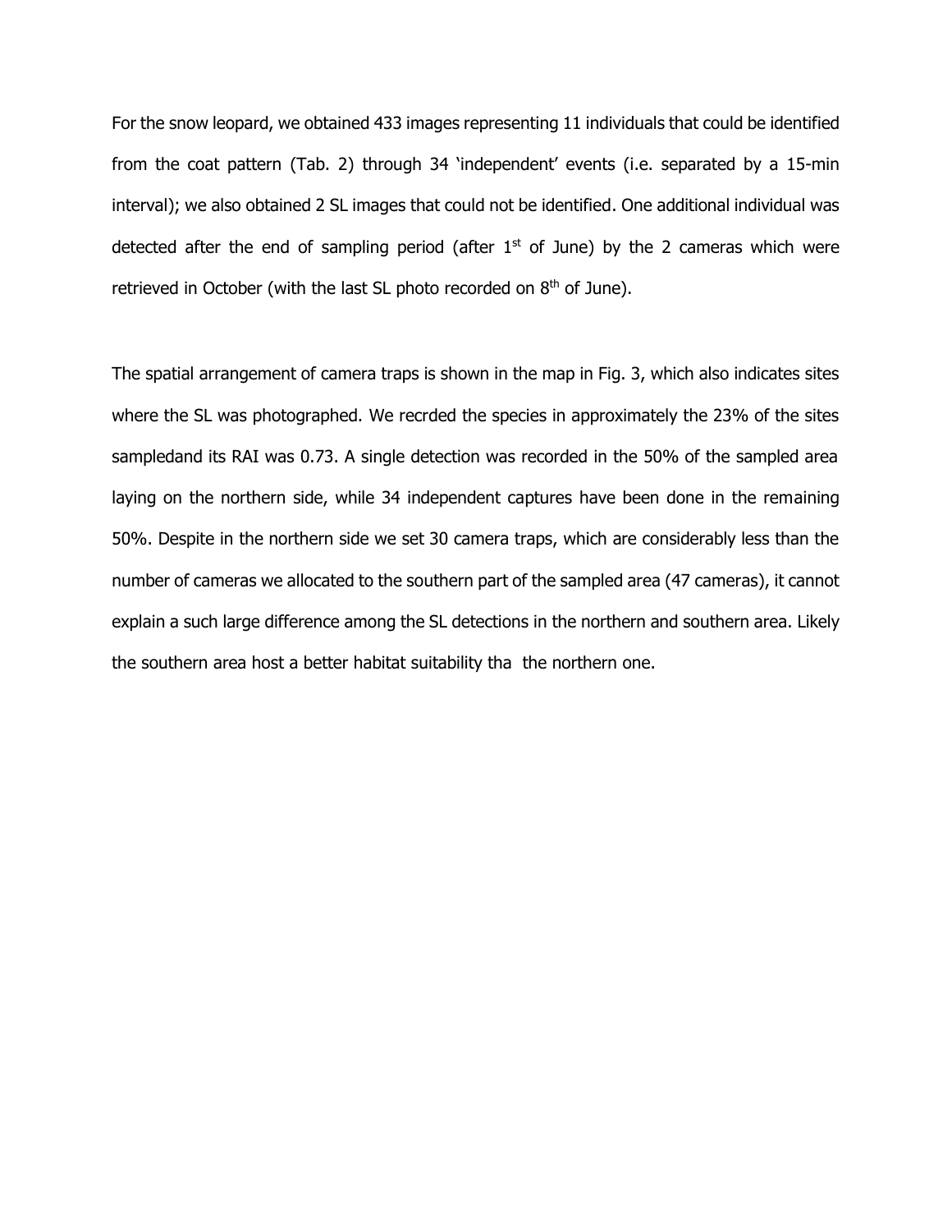For the snow leopard, we obtained 433 images representing 11 individuals that could be identified from the coat pattern (Tab. 2) through 34 'independent' events (i.e. separated by a 15-min interval); we also obtained 2 SL images that could not be identified. One additional individual was detected after the end of sampling period (after 1st of June) by the 2 cameras which were retrieved in October (with the last SL photo recorded on 8th of June).

The spatial arrangement of camera traps is shown in the map in Fig. 3, which also indicates sites where the SL was photographed. We recrded the species in approximately the 23% of the sites sampledand its RAI was 0.73. A single detection was recorded in the 50% of the sampled area laying on the northern side, while 34 independent captures have been done in the remaining 50%. Despite in the northern side we set 30 camera traps, which are considerably less than the number of cameras we allocated to the southern part of the sampled area (47 cameras), it cannot explain a such large difference among the SL detections in the northern and southern area. Likely the southern area host a better habitat suitability tha  the northern one.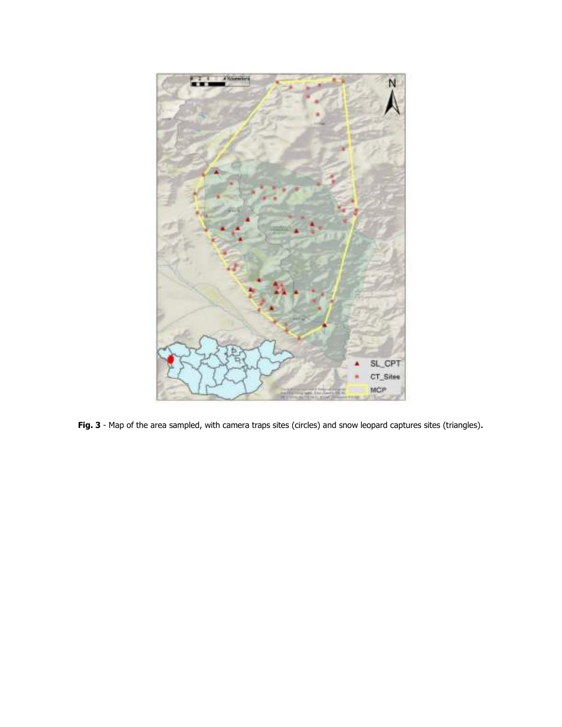**Fig. 3** - Map of the area sampled, with camera traps sites (circles) and snow leopard captures sites (triangles).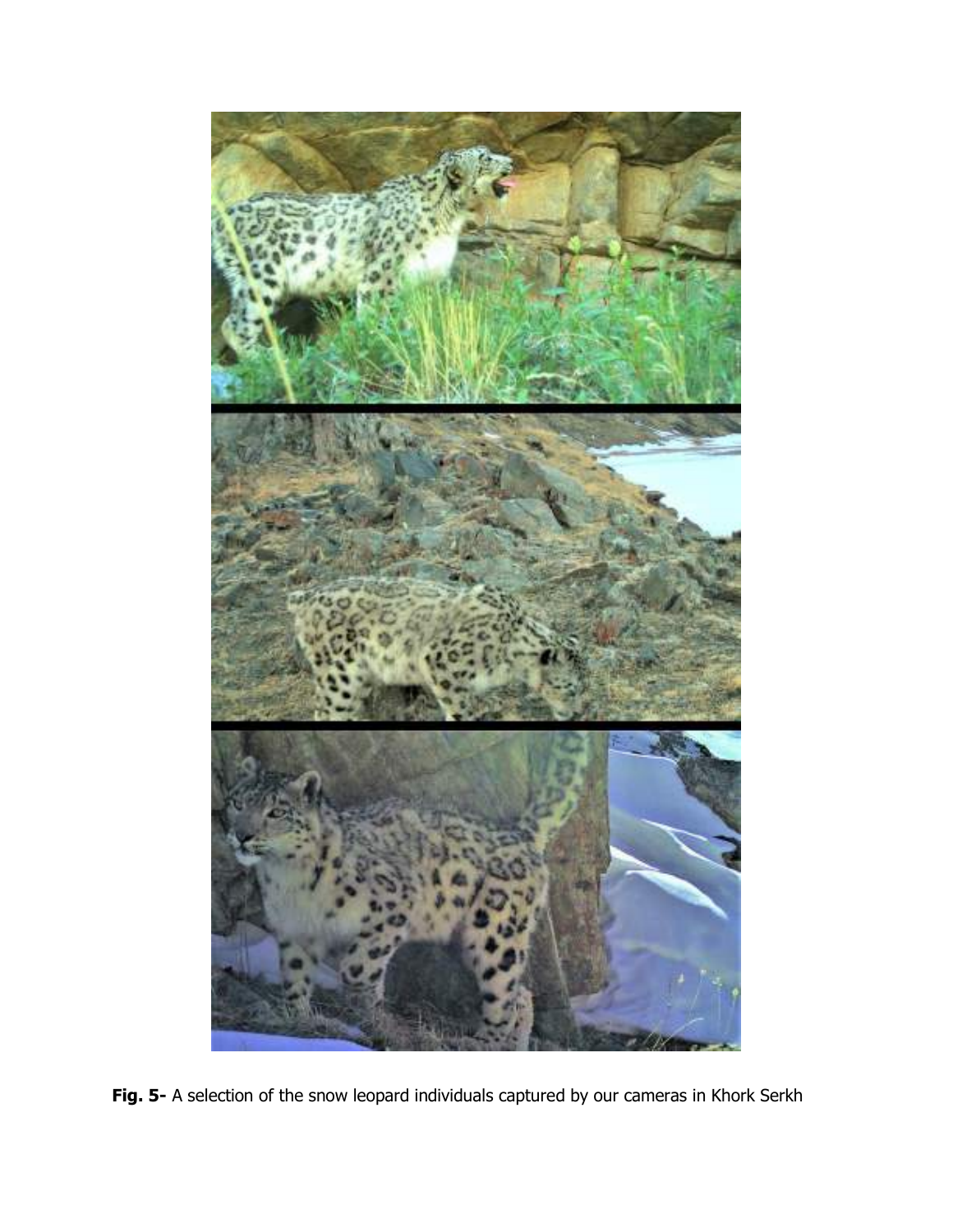**Fig. 5-** A selection of the snow leopard individuals captured by our cameras in Khork Serkh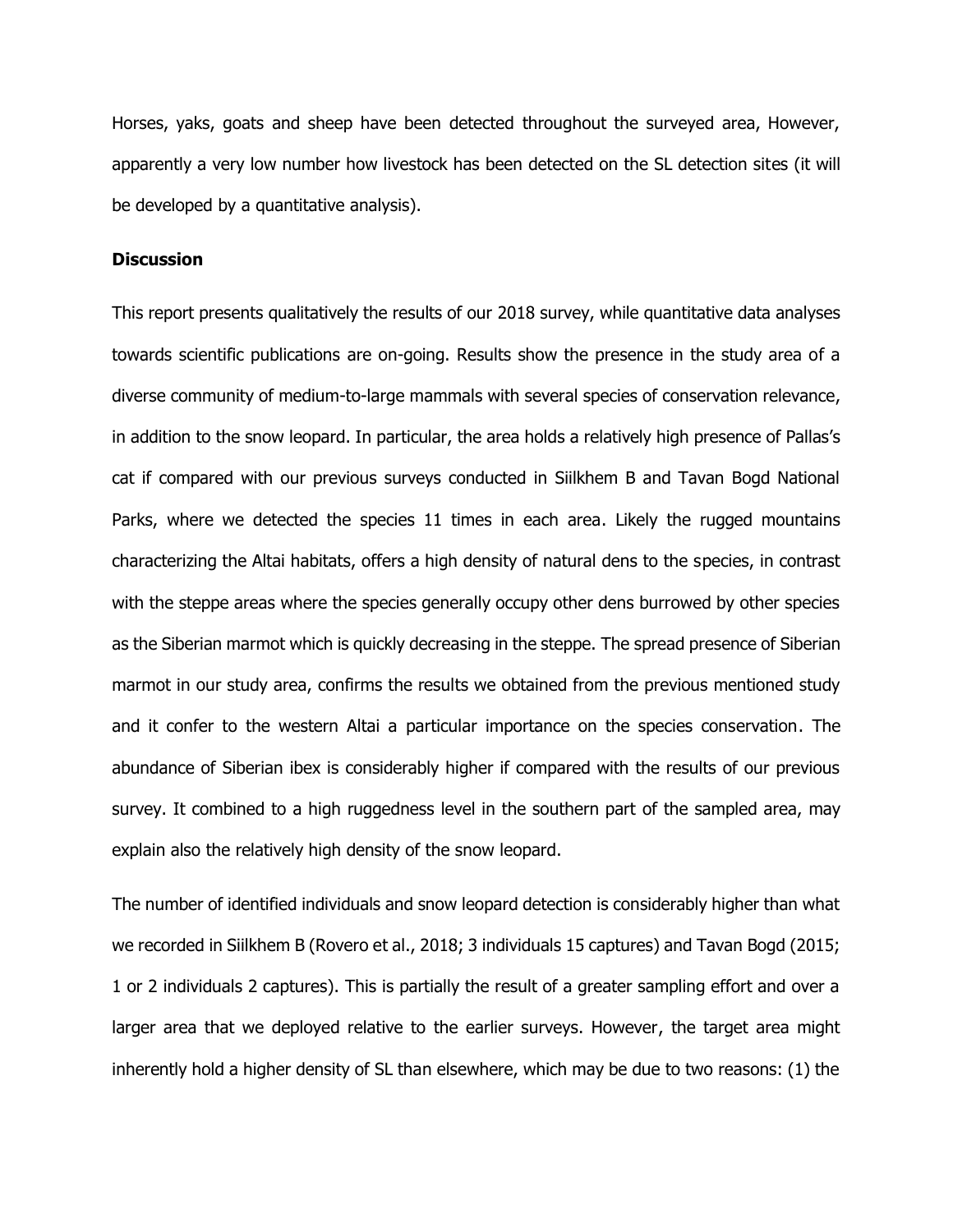Horses, yaks, goats and sheep have been detected throughout the surveyed area, However, apparently a very low number how livestock has been detected on the SL detection sites (it will be developed by a quantitative analysis).

### Discussion

This report presents qualitatively the results of our 2018 survey, while quantitative data analyses towards scientific publications are on-going. Results show the presence in the study area of a diverse community of medium-to-large mammals with several species of conservation relevance, in addition to the snow leopard. In particular, the area holds a relatively high presence of Pallas's cat if compared with our previous surveys conducted in Siilkhem B and Tavan Bogd National Parks, where we detected the species 11 times in each area. Likely the rugged mountains characterizing the Altai habitats, offers a high density of natural dens to the species, in contrast with the steppe areas where the species generally occupy other dens burrowed by other species as the Siberian marmot which is quickly decreasing in the steppe. The spread presence of Siberian marmot in our study area, confirms the results we obtained from the previous mentioned study and it confer to the western Altai a particular importance on the species conservation. The abundance of Siberian ibex is considerably higher if compared with the results of our previous survey. It combined to a high ruggedness level in the southern part of the sampled area, may explain also the relatively high density of the snow leopard.

The number of identified individuals and snow leopard detection is considerably higher than what we recorded in Siilkhem B (Rovero et al., 2018; 3 individuals 15 captures) and Tavan Bogd (2015; 1 or 2 individuals 2 captures). This is partially the result of a greater sampling effort and over a larger area that we deployed relative to the earlier surveys. However, the target area might inherently hold a higher density of SL than elsewhere, which may be due to two reasons: (1) the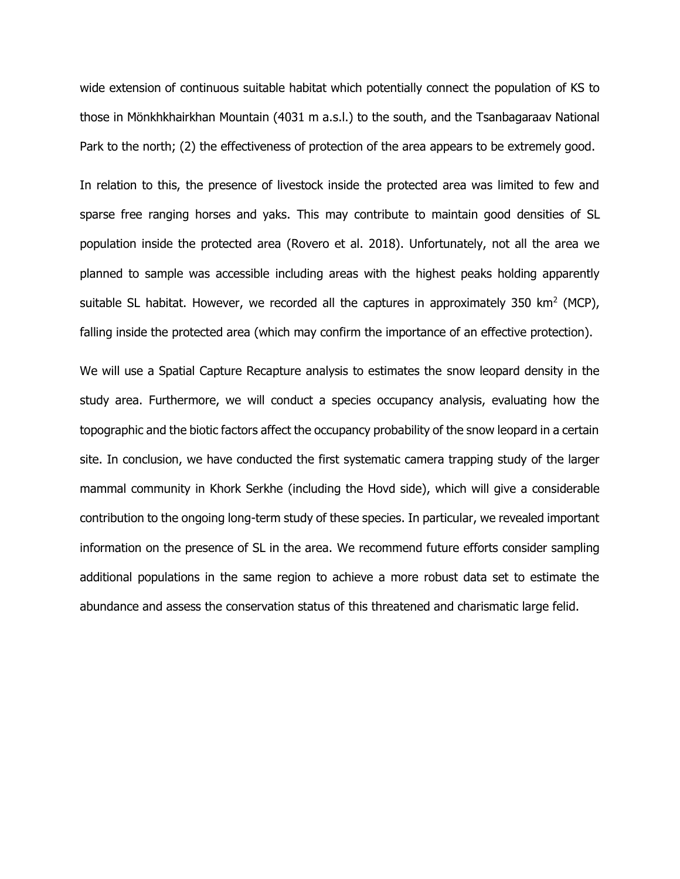wide extension of continuous suitable habitat which potentially connect the population of KS to those in Mönkhkhairkhan Mountain (4031 m a.s.l.) to the south, and the Tsanbagaraav National Park to the north; (2) the effectiveness of protection of the area appears to be extremely good.

In relation to this, the presence of livestock inside the protected area was limited to few and sparse free ranging horses and yaks. This may contribute to maintain good densities of SL population inside the protected area (Rovero et al. 2018). Unfortunately, not all the area we planned to sample was accessible including areas with the highest peaks holding apparently suitable SL habitat. However, we recorded all the captures in approximately 350 $km^2$ (MCP), falling inside the protected area (which may confirm the importance of an effective protection).

We will use a Spatial Capture Recapture analysis to estimates the snow leopard density in the study area. Furthermore, we will conduct a species occupancy analysis, evaluating how the topographic and the biotic factors affect the occupancy probability of the snow leopard in a certain site. In conclusion, we have conducted the first systematic camera trapping study of the larger mammal community in Khork Serkhe (including the Hovd side), which will give a considerable contribution to the ongoing long-term study of these species. In particular, we revealed important information on the presence of SL in the area. We recommend future efforts consider sampling additional populations in the same region to achieve a more robust data set to estimate the abundance and assess the conservation status of this threatened and charismatic large felid.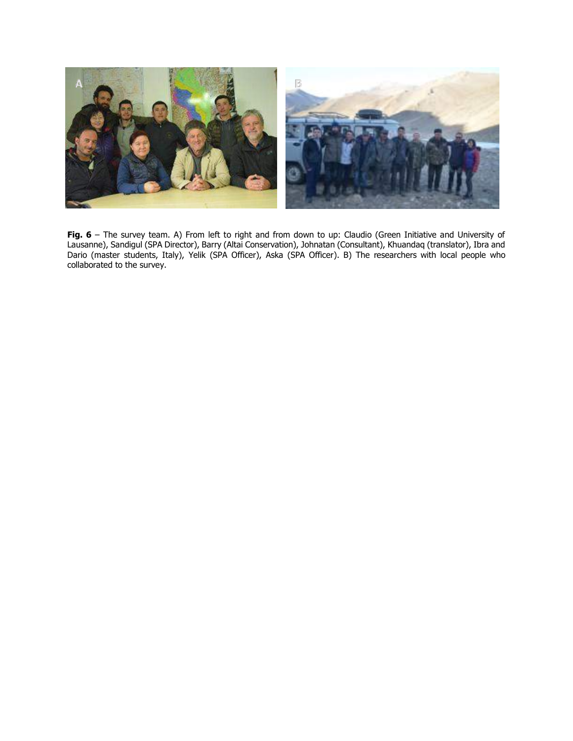**Fig. 6** – The survey team. A) From left to right and from down to up: Claudio (Green Initiative and University of Lausanne), Sandigul (SPA Director), Barry (Altai Conservation), Johnatan (Consultant), Khuandaq (translator), Ibra and Dario (master students, Italy), Yelik (SPA Officer), Aska (SPA Officer). B) The researchers with local people who collaborated to the survey.